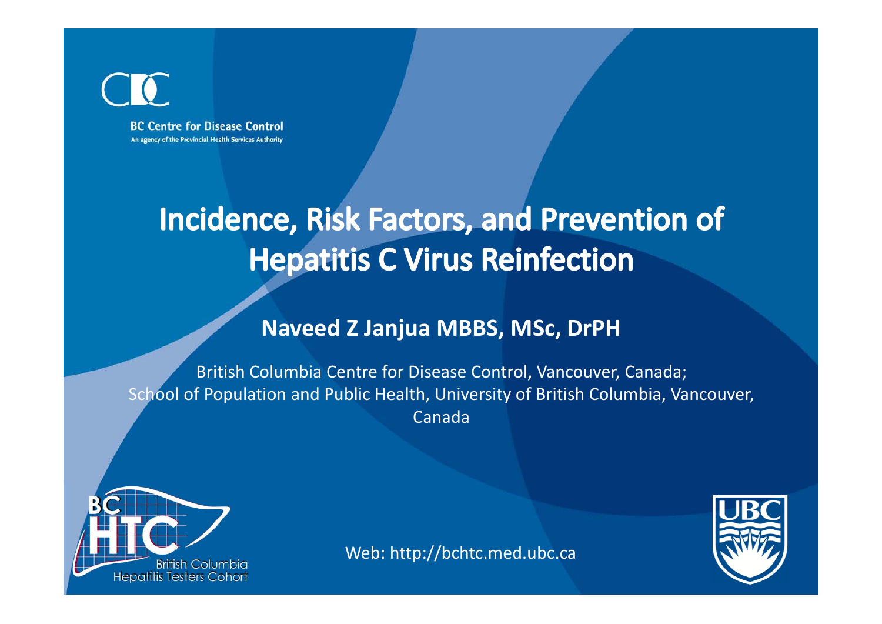BC Centre for Disease Control

An agency of the Provincial Health Services Authority

# Incidence, Risk Factors, and Prevention of Hepatitis C Virus Reinfection

**Naveed Z Janjua MBBS, MSc, DrPH**

British Columbia Centre for Disease Control, Vancouver, Canada;
School of Population and Public Health, University of British Columbia, Vancouver, Canada

BC HTC British Columbia Hepatitis Testers Cohort

Web: http://bchtc.med.ubc.ca

UBC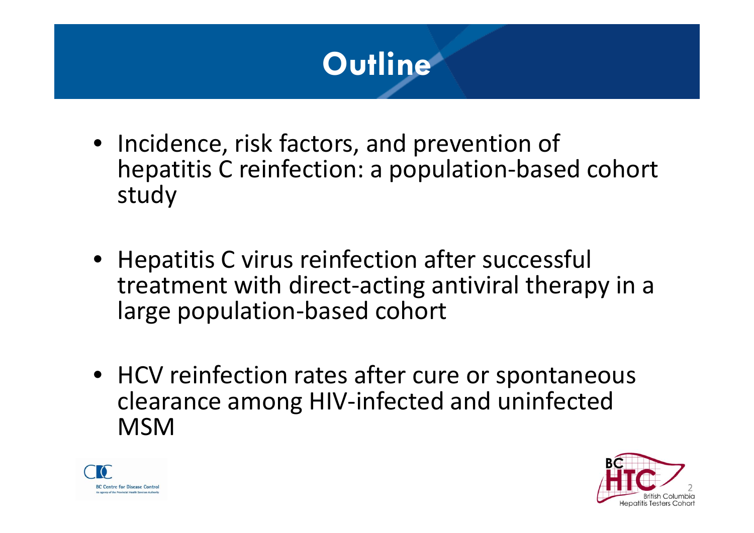# Outline

- Incidence, risk factors, and prevention of hepatitis C reinfection: a population-based cohort study

- Hepatitis C virus reinfection after successful treatment with direct-acting antiviral therapy in a large population-based cohort

- HCV reinfection rates after cure or spontaneous clearance among HIV-infected and uninfected MSM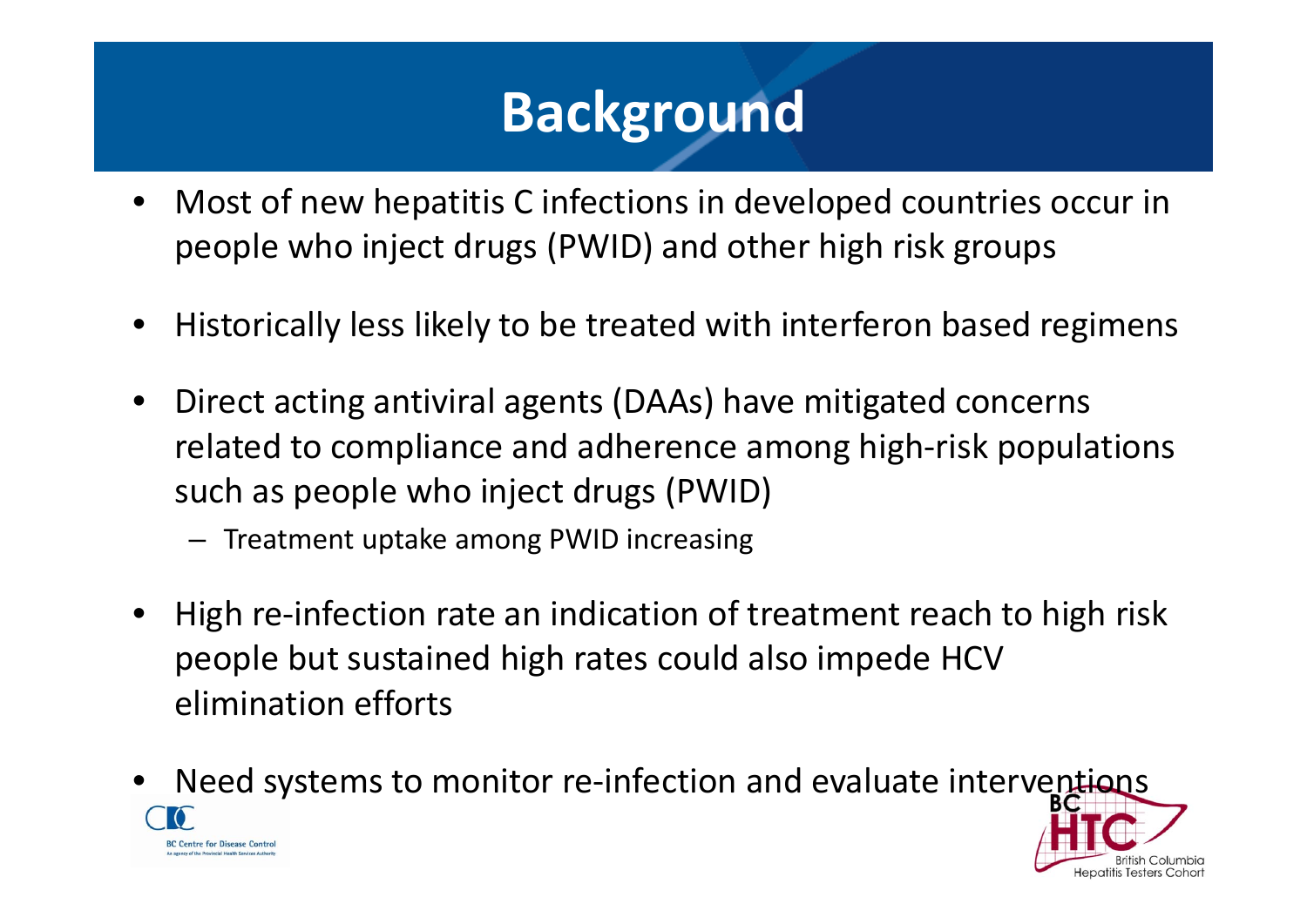# Background

- Most of new hepatitis C infections in developed countries occur in people who inject drugs (PWID) and other high risk groups
- Historically less likely to be treated with interferon based regimens
- Direct acting antiviral agents (DAAs) have mitigated concerns related to compliance and adherence among high-risk populations such as people who inject drugs (PWID)
  - Treatment uptake among PWID increasing
- High re-infection rate an indication of treatment reach to high risk people but sustained high rates could also impede HCV elimination efforts
- Need systems to monitor re-infection and evaluate interventions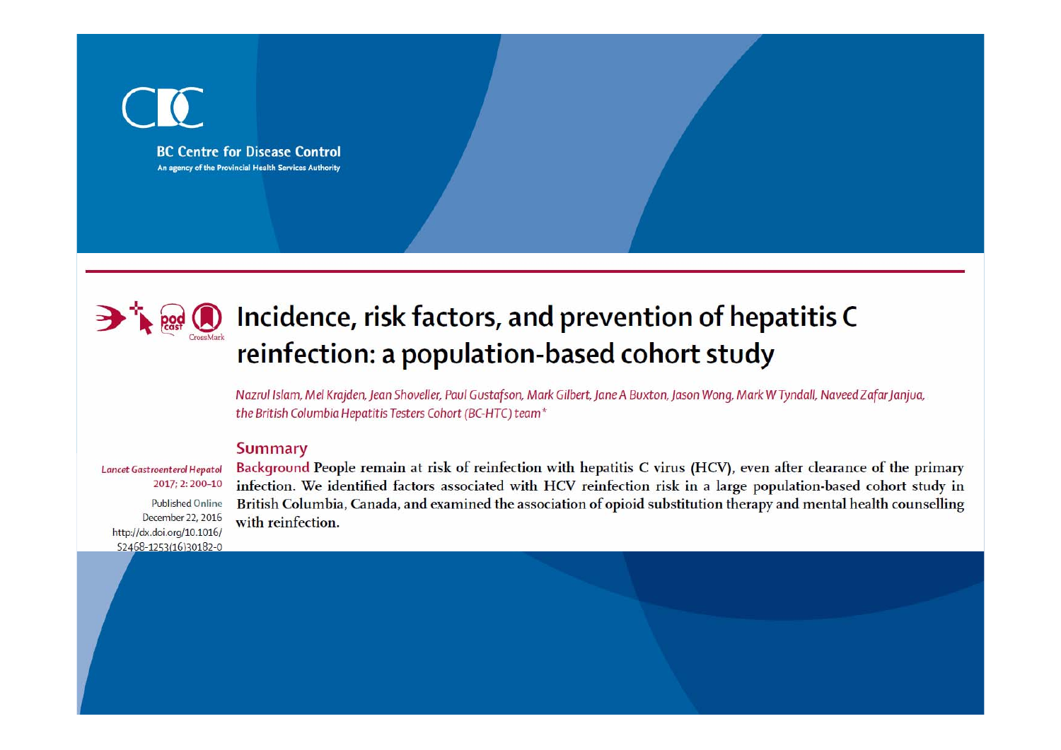BC Centre for Disease Control

An agency of the Provincial Health Services Authority

# Incidence, risk factors, and prevention of hepatitis C reinfection: a population-based cohort study

*Nazrul Islam, Mel Krajden, Jean Shoveller, Paul Gustafson, Mark Gilbert, Jane A Buxton, Jason Wong, Mark W Tyndall, Naveed Zafar Janjua, the British Columbia Hepatitis Testers Cohort (BC-HTC) team\**

Lancet Gastroenterol Hepatol 2017; 2: 200–10

Published Online December 22, 2016

http://dx.doi.org/10.1016/S2468-1253(16)30182-0

## Summary

**Background** People remain at risk of reinfection with hepatitis C virus (HCV), even after clearance of the primary infection. We identified factors associated with HCV reinfection risk in a large population-based cohort study in British Columbia, Canada, and examined the association of opioid substitution therapy and mental health counselling with reinfection.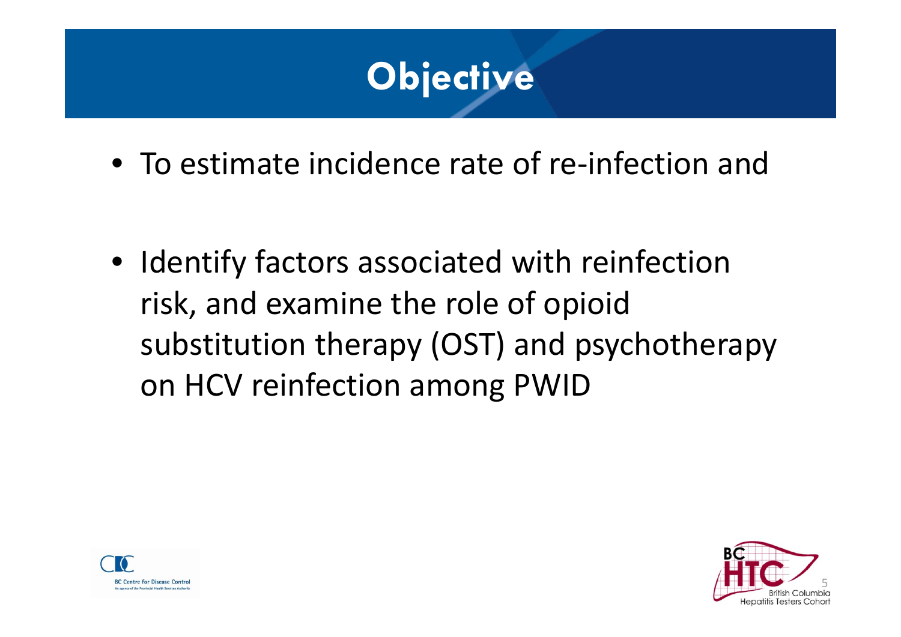# Objective

- To estimate incidence rate of re-infection and
- Identify factors associated with reinfection risk, and examine the role of opioid substitution therapy (OST) and psychotherapy on HCV reinfection among PWID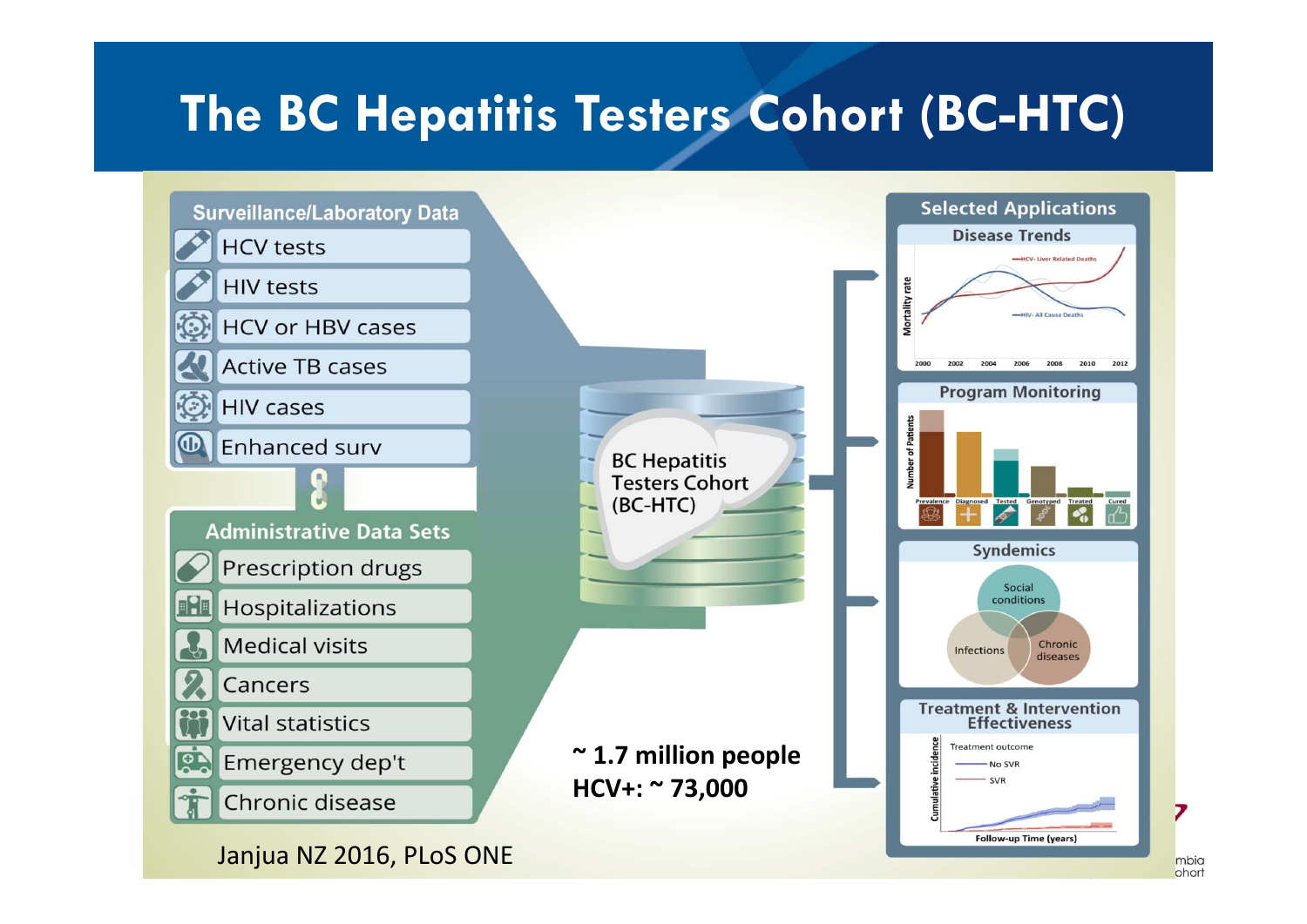# The BC Hepatitis Testers Cohort (BC-HTC)

**Surveillance/Laboratory Data**

- HCV tests
- HIV tests
- HCV or HBV cases
- Active TB cases
- HIV cases
- Enhanced surv

**Administrative Data Sets**

- Prescription drugs
- Hospitalizations
- Medical visits
- Cancers
- Vital statistics
- Emergency dep't
- Chronic disease

BC Hepatitis Testers Cohort (BC-HTC)

**~ 1.7 million people**
**HCV+: ~ 73,000**

**Selected Applications**

- Disease Trends
- Program Monitoring
- Syndemics
- Treatment & Intervention Effectiveness

Janjua NZ 2016, PLoS ONE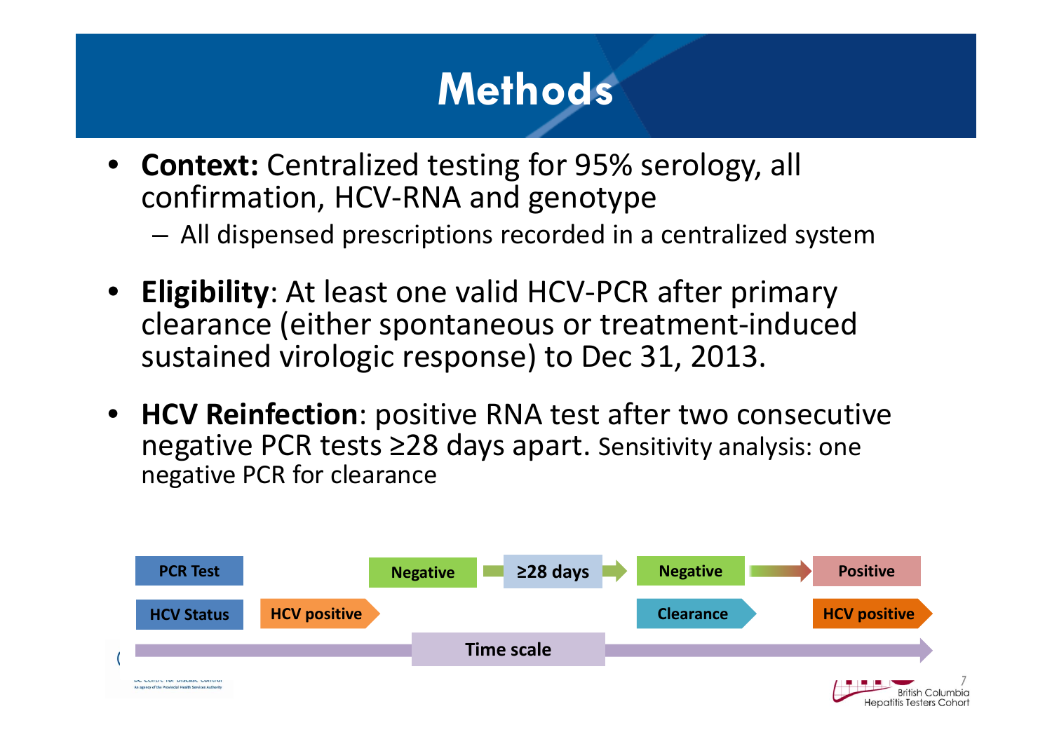# Methods

- **Context:** Centralized testing for 95% serology, all confirmation, HCV-RNA and genotype
  - All dispensed prescriptions recorded in a centralized system

- **Eligibility**: At least one valid HCV-PCR after primary clearance (either spontaneous or treatment-induced sustained virologic response) to Dec 31, 2013.

- **HCV Reinfection**: positive RNA test after two consecutive negative PCR tests ≥28 days apart. Sensitivity analysis: one negative PCR for clearance

| PCR Test | | Negative | ≥28 days | Negative | Positive |
|---|---|---|---|---|---|
| HCV Status | HCV positive | | | Clearance | HCV positive |

Time scale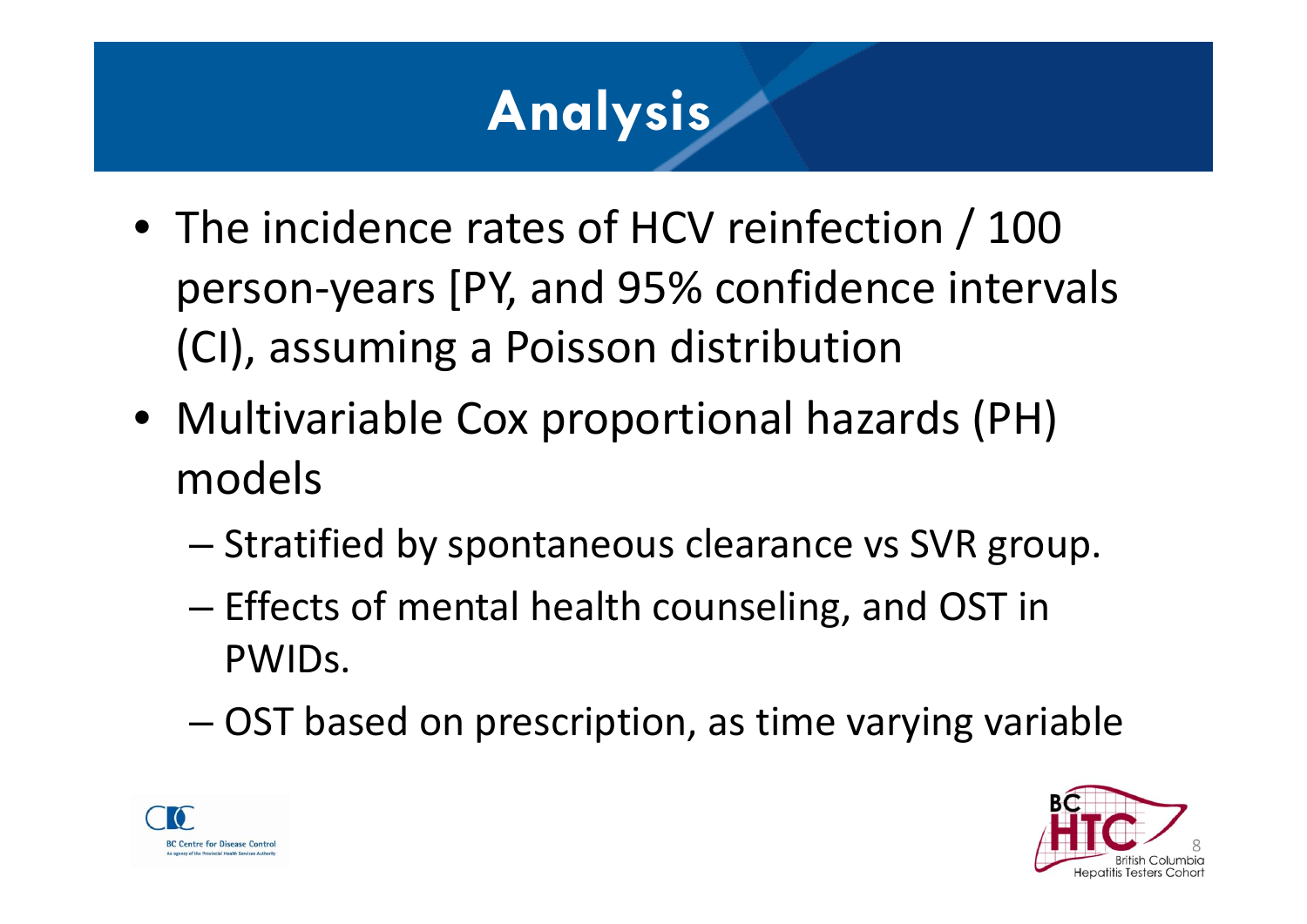# Analysis

- The incidence rates of HCV reinfection / 100 person-years [PY, and 95% confidence intervals (CI), assuming a Poisson distribution
- Multivariable Cox proportional hazards (PH) models
  - Stratified by spontaneous clearance vs SVR group.
  - Effects of mental health counseling, and OST in PWIDs.
  - OST based on prescription, as time varying variable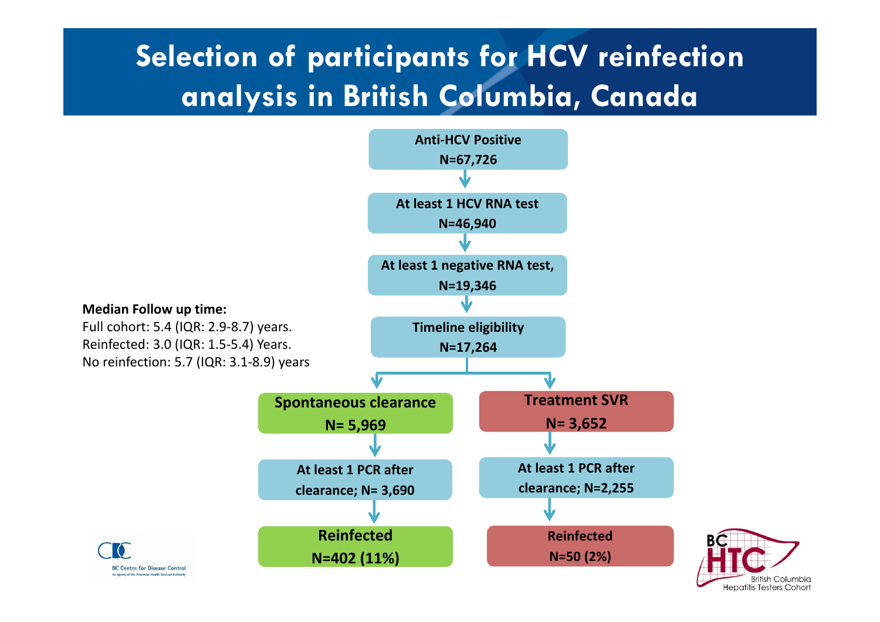# Selection of participants for HCV reinfection analysis in British Columbia, Canada

**Anti-HCV Positive**
**N=67,726**

↓

**At least 1 HCV RNA test**
**N=46,940**

↓

**At least 1 negative RNA test,**
**N=19,346**

↓

**Timeline eligibility**
**N=17,264**

↓

| Spontaneous clearance | Treatment SVR |
|---|---|
| **Spontaneous clearance N= 5,969** | **Treatment SVR N= 3,652** |
| **At least 1 PCR after clearance; N= 3,690** | **At least 1 PCR after clearance; N=2,255** |
| **Reinfected N=402 (11%)** | **Reinfected N=50 (2%)** |

**Median Follow up time:**

Full cohort: 5.4 (IQR: 2.9-8.7) years.
Reinfected: 3.0 (IQR: 1.5-5.4) Years.
No reinfection: 5.7 (IQR: 3.1-8.9) years

BC Centre for Disease Control
An agency of the Provincial Health Services Authority

BC HTC British Columbia Hepatitis Testers Cohort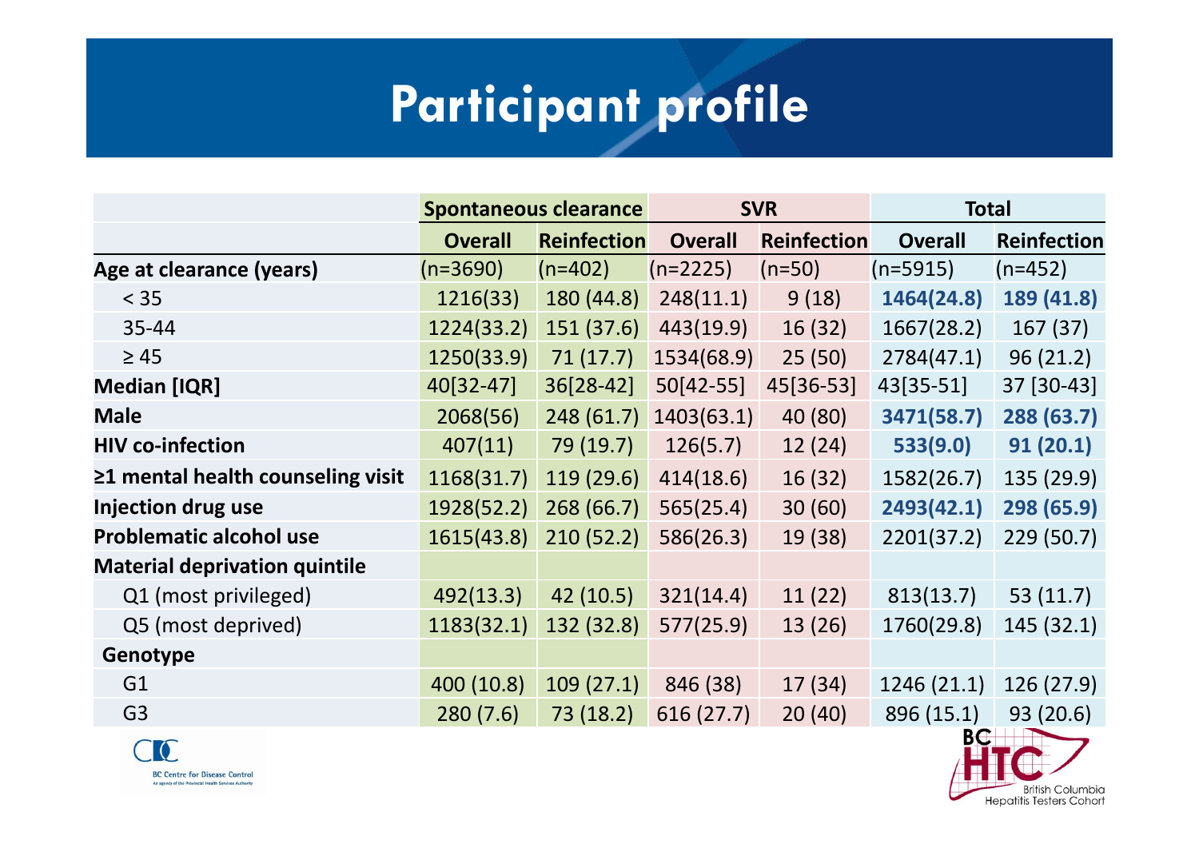# Participant profile

| | Spontaneous clearance | | SVR | | Total | |
|---|---|---|---|---|---|---|
| | Overall | Reinfection | Overall | Reinfection | Overall | Reinfection |
| **Age at clearance (years)** | (n=3690) | (n=402) | (n=2225) | (n=50) | (n=5915) | (n=452) |
| < 35 | 1216(33) | 180 (44.8) | 248(11.1) | 9 (18) | **1464(24.8)** | **189 (41.8)** |
| 35-44 | 1224(33.2) | 151 (37.6) | 443(19.9) | 16 (32) | 1667(28.2) | 167 (37) |
| ≥ 45 | 1250(33.9) | 71 (17.7) | 1534(68.9) | 25 (50) | 2784(47.1) | 96 (21.2) |
| **Median [IQR]** | 40[32-47] | 36[28-42] | 50[42-55] | 45[36-53] | 43[35-51] | 37 [30-43] |
| **Male** | 2068(56) | 248 (61.7) | 1403(63.1) | 40 (80) | **3471(58.7)** | **288 (63.7)** |
| **HIV co-infection** | 407(11) | 79 (19.7) | 126(5.7) | 12 (24) | **533(9.0)** | **91 (20.1)** |
| **≥1 mental health counseling visit** | 1168(31.7) | 119 (29.6) | 414(18.6) | 16 (32) | 1582(26.7) | 135 (29.9) |
| **Injection drug use** | 1928(52.2) | 268 (66.7) | 565(25.4) | 30 (60) | **2493(42.1)** | **298 (65.9)** |
| **Problematic alcohol use** | 1615(43.8) | 210 (52.2) | 586(26.3) | 19 (38) | 2201(37.2) | 229 (50.7) |
| **Material deprivation quintile** | | | | | | |
| Q1 (most privileged) | 492(13.3) | 42 (10.5) | 321(14.4) | 11 (22) | 813(13.7) | 53 (11.7) |
| Q5 (most deprived) | 1183(32.1) | 132 (32.8) | 577(25.9) | 13 (26) | 1760(29.8) | 145 (32.1) |
| **Genotype** | | | | | | |
| G1 | 400 (10.8) | 109 (27.1) | 846 (38) | 17 (34) | 1246 (21.1) | 126 (27.9) |
| G3 | 280 (7.6) | 73 (18.2) | 616 (27.7) | 20 (40) | 896 (15.1) | 93 (20.6) |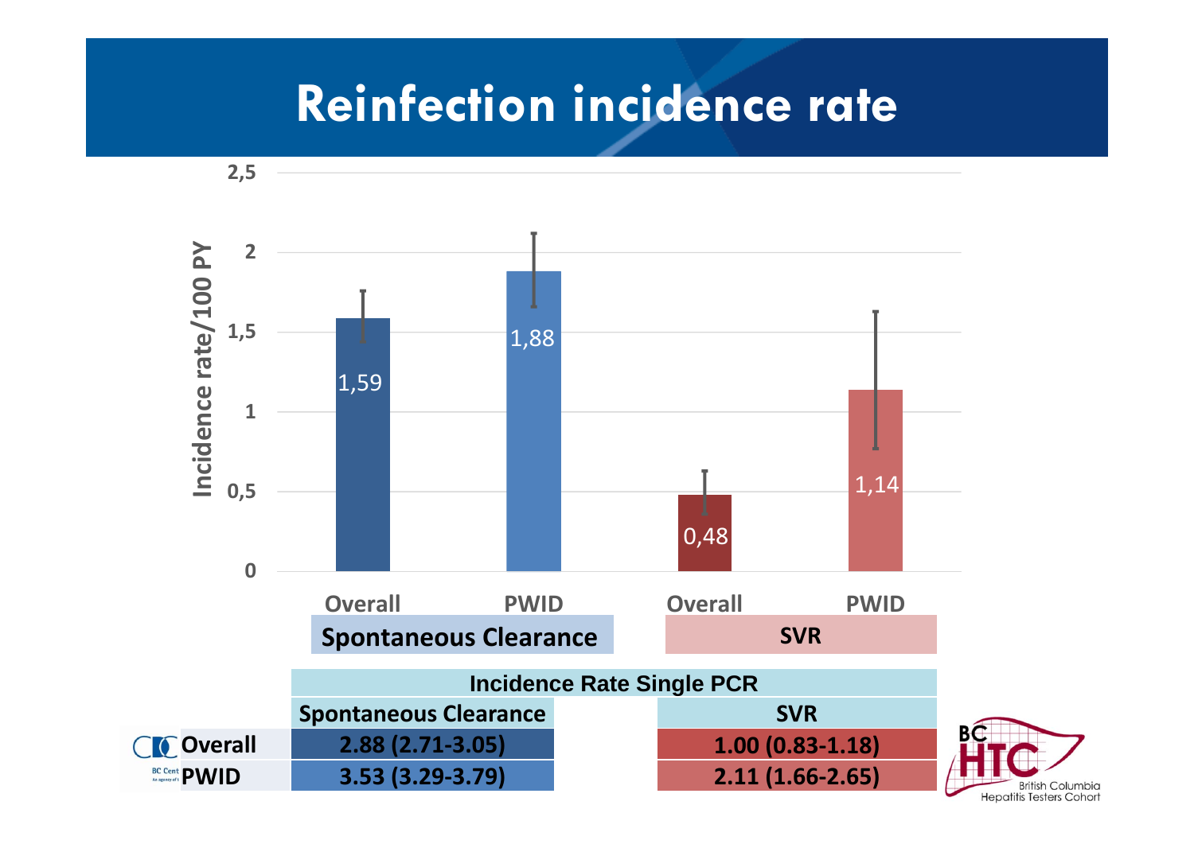# Reinfection incidence rate

Incidence rate/100 PY

| | Spontaneous Clearance | | SVR | |
|---|---|---|---|---|
| | Overall | PWID | Overall | PWID |
| Incidence rate/100 PY | 1,59 | 1,88 | 0,48 | 1,14 |

| | Incidence Rate Single PCR | |
|---|---|---|
| | Spontaneous Clearance | SVR |
| Overall | 2.88 (2.71-3.05) | 1.00 (0.83-1.18) |
| PWID | 3.53 (3.29-3.79) | 2.11 (1.66-2.65) |

BC HTC British Columbia Hepatitis Testers Cohort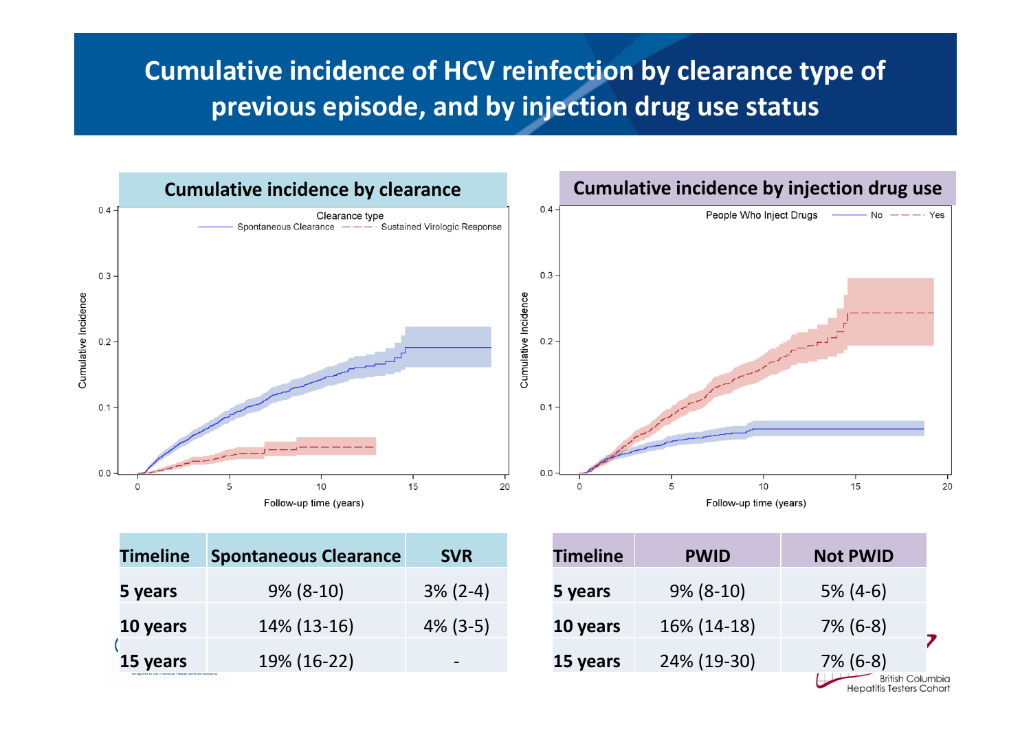# Cumulative incidence of HCV reinfection by clearance type of previous episode, and by injection drug use status

## Cumulative incidence by clearance

| Timeline | Spontaneous Clearance | SVR |
|---|---|---|
| 5 years | 9% (8-10) | 3% (2-4) |
| 10 years | 14% (13-16) | 4% (3-5) |
| 15 years | 19% (16-22) | - |

## Cumulative incidence by injection drug use

| Timeline | PWID | Not PWID |
|---|---|---|
| 5 years | 9% (8-10) | 5% (4-6) |
| 10 years | 16% (14-18) | 7% (6-8) |
| 15 years | 24% (19-30) | 7% (6-8) |

British Columbia Hepatitis Testers Cohort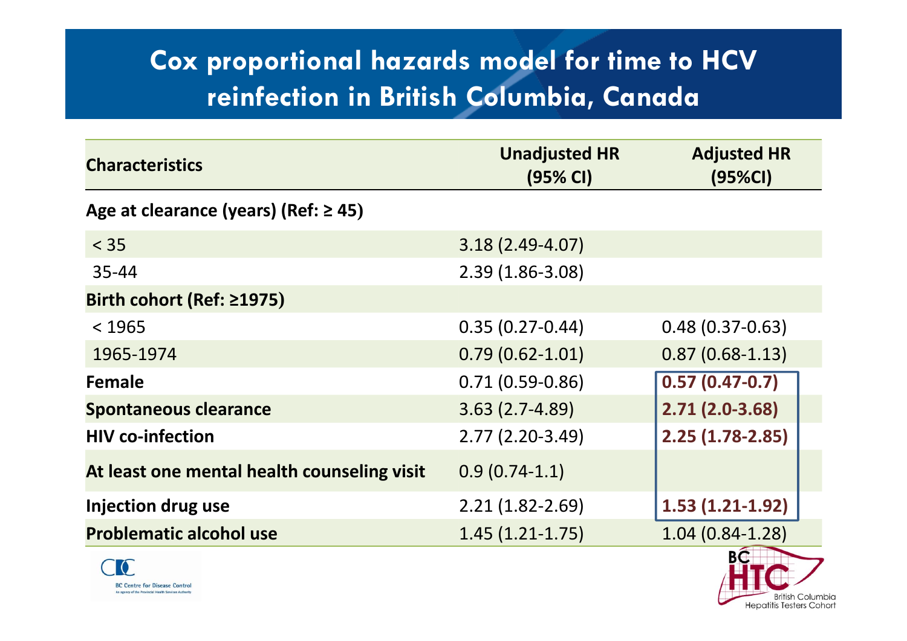# Cox proportional hazards model for time to HCV reinfection in British Columbia, Canada

| Characteristics | Unadjusted HR (95% CI) | Adjusted HR (95%CI) |
|---|---|---|
| **Age at clearance (years) (Ref: ≥ 45)** | | |
| < 35 | 3.18 (2.49-4.07) | |
| 35-44 | 2.39 (1.86-3.08) | |
| **Birth cohort (Ref: ≥1975)** | | |
| < 1965 | 0.35 (0.27-0.44) | 0.48 (0.37-0.63) |
| 1965-1974 | 0.79 (0.62-1.01) | 0.87 (0.68-1.13) |
| **Female** | 0.71 (0.59-0.86) | **0.57 (0.47-0.7)** |
| **Spontaneous clearance** | 3.63 (2.7-4.89) | **2.71 (2.0-3.68)** |
| **HIV co-infection** | 2.77 (2.20-3.49) | **2.25 (1.78-2.85)** |
| **At least one mental health counseling visit** | 0.9 (0.74-1.1) | |
| **Injection drug use** | 2.21 (1.82-2.69) | **1.53 (1.21-1.92)** |
| **Problematic alcohol use** | 1.45 (1.21-1.75) | 1.04 (0.84-1.28) |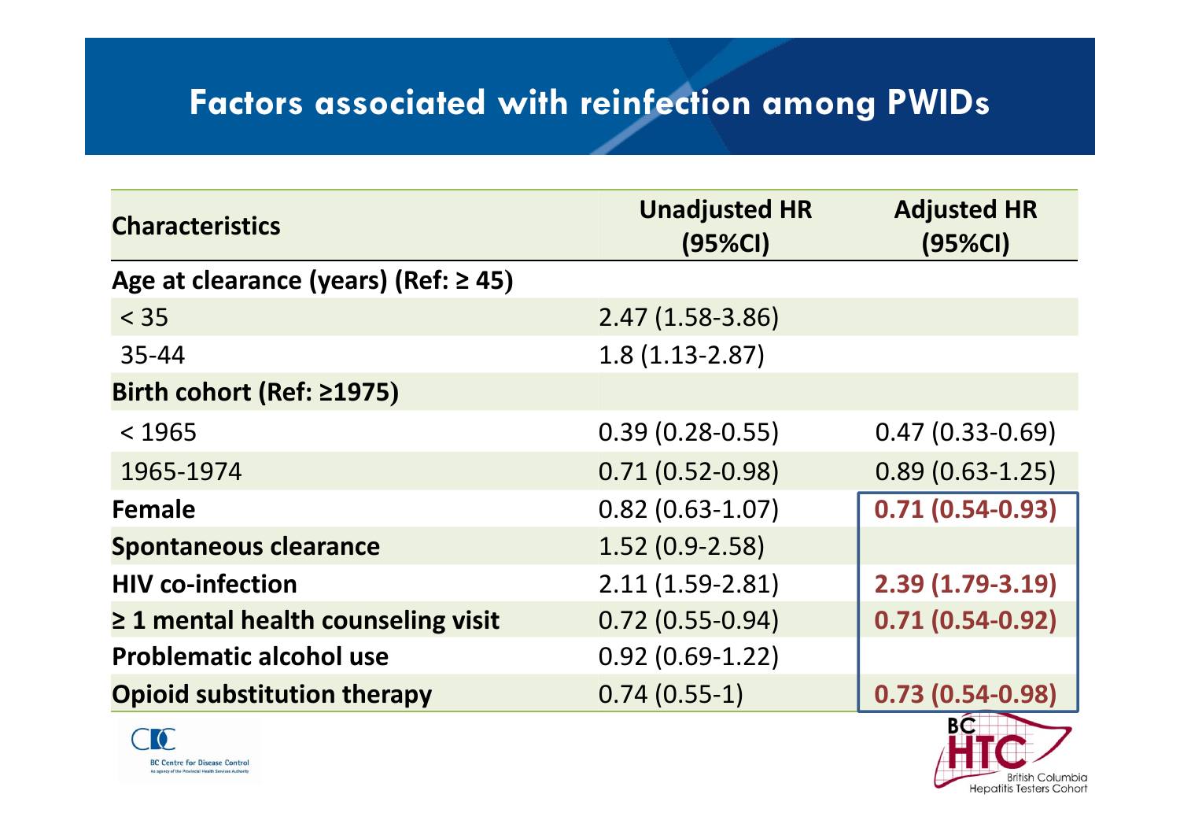# Factors associated with reinfection among PWIDs

| Characteristics | Unadjusted HR (95%CI) | Adjusted HR (95%CI) |
|---|---|---|
| **Age at clearance (years) (Ref: ≥ 45)** | | |
| < 35 | 2.47 (1.58-3.86) | |
| 35-44 | 1.8 (1.13-2.87) | |
| **Birth cohort (Ref: ≥1975)** | | |
| < 1965 | 0.39 (0.28-0.55) | 0.47 (0.33-0.69) |
| 1965-1974 | 0.71 (0.52-0.98) | 0.89 (0.63-1.25) |
| **Female** | 0.82 (0.63-1.07) | **0.71 (0.54-0.93)** |
| **Spontaneous clearance** | 1.52 (0.9-2.58) | |
| **HIV co-infection** | 2.11 (1.59-2.81) | **2.39 (1.79-3.19)** |
| **≥ 1 mental health counseling visit** | 0.72 (0.55-0.94) | **0.71 (0.54-0.92)** |
| **Problematic alcohol use** | 0.92 (0.69-1.22) | |
| **Opioid substitution therapy** | 0.74 (0.55-1) | **0.73 (0.54-0.98)** |

BC Centre for Disease Control

BC HTC British Columbia Hepatitis Testers Cohort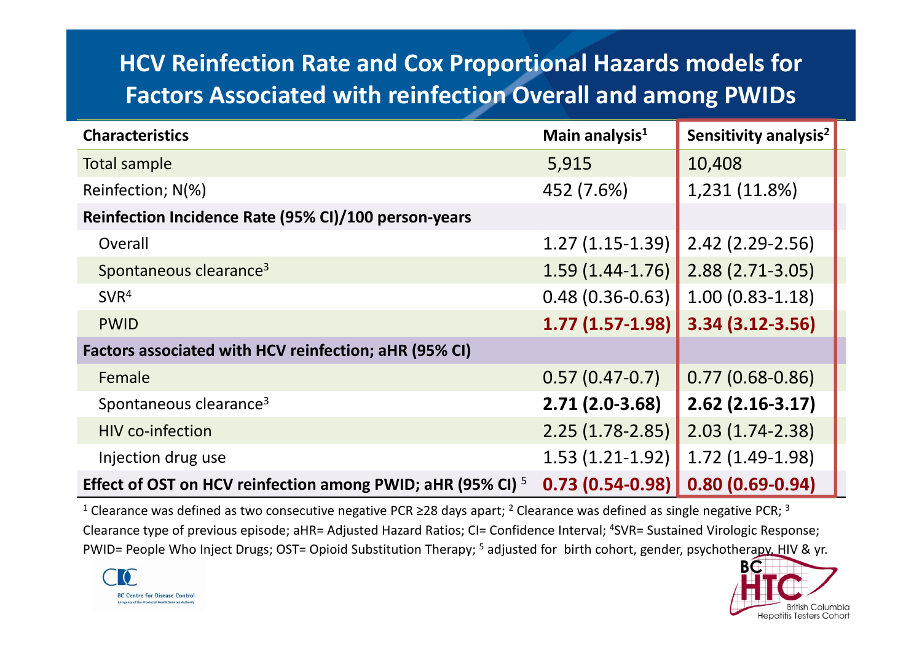# HCV Reinfection Rate and Cox Proportional Hazards models for Factors Associated with reinfection Overall and among PWIDs

| Characteristics | Main analysis[1] | Sensitivity analysis[2] |
|---|---|---|
| Total sample | 5,915 | 10,408 |
| Reinfection; N(%) | 452 (7.6%) | 1,231 (11.8%) |
| **Reinfection Incidence Rate (95% CI)/100 person-years** | | |
| Overall | 1.27 (1.15-1.39) | 2.42 (2.29-2.56) |
| Spontaneous clearance[3] | 1.59 (1.44-1.76) | 2.88 (2.71-3.05) |
| SVR[4] | 0.48 (0.36-0.63) | 1.00 (0.83-1.18) |
| PWID | **1.77 (1.57-1.98)** | **3.34 (3.12-3.56)** |
| **Factors associated with HCV reinfection; aHR (95% CI)** | | |
| Female | 0.57 (0.47-0.7) | 0.77 (0.68-0.86) |
| Spontaneous clearance[3] | **2.71 (2.0-3.68)** | **2.62 (2.16-3.17)** |
| HIV co-infection | 2.25 (1.78-2.85) | 2.03 (1.74-2.38) |
| Injection drug use | 1.53 (1.21-1.92) | 1.72 (1.49-1.98) |
| **Effect of OST on HCV reinfection among PWID; aHR (95% CI)** [5] | **0.73 (0.54-0.98)** | **0.80 (0.69-0.94)** |

[1] Clearance was defined as two consecutive negative PCR ≥28 days apart; [2] Clearance was defined as single negative PCR; [3] Clearance type of previous episode; aHR= Adjusted Hazard Ratios; CI= Confidence Interval; [4]SVR= Sustained Virologic Response; PWID= People Who Inject Drugs; OST= Opioid Substitution Therapy; [5] adjusted for birth cohort, gender, psychotherapy, HIV & yr.

BC Centre for Disease Control

BC HTC British Columbia Hepatitis Testers Cohort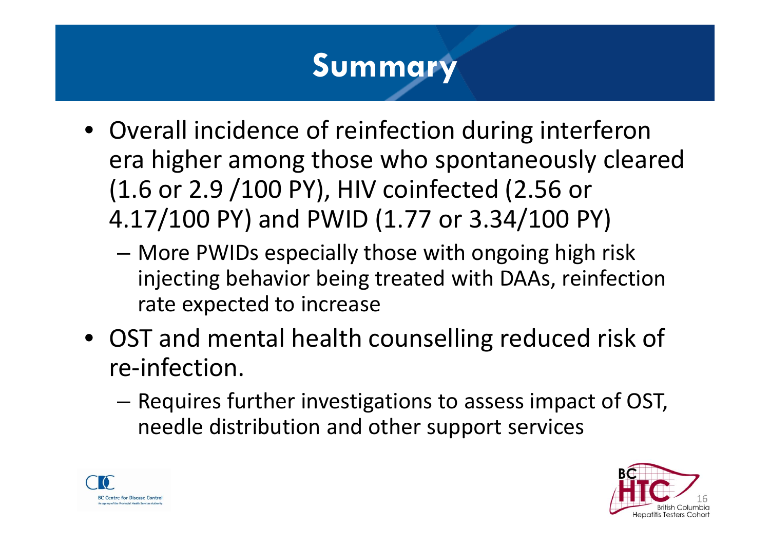# Summary

- Overall incidence of reinfection during interferon era higher among those who spontaneously cleared (1.6 or 2.9 /100 PY), HIV coinfected (2.56 or 4.17/100 PY) and PWID (1.77 or 3.34/100 PY)
  - More PWIDs especially those with ongoing high risk injecting behavior being treated with DAAs, reinfection rate expected to increase
- OST and mental health counselling reduced risk of re-infection.
  - Requires further investigations to assess impact of OST, needle distribution and other support services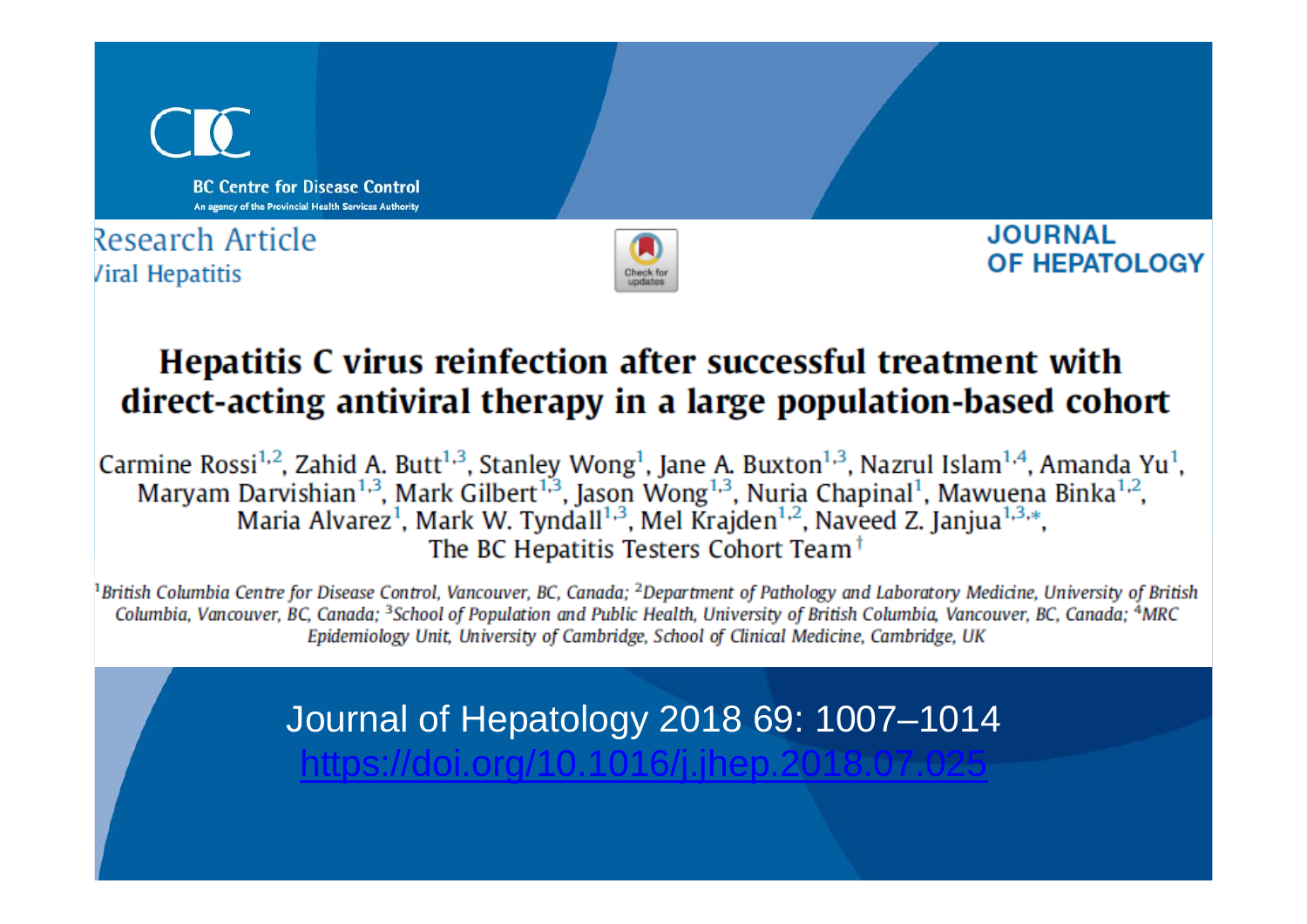BC Centre for Disease Control

An agency of the Provincial Health Services Authority

Research Article

Viral Hepatitis

JOURNAL OF HEPATOLOGY

# Hepatitis C virus reinfection after successful treatment with direct-acting antiviral therapy in a large population-based cohort

Carmine Rossi[1,2], Zahid A. Butt[1,3], Stanley Wong[1], Jane A. Buxton[1,3], Nazrul Islam[1,4], Amanda Yu[1], Maryam Darvishian[1,3], Mark Gilbert[1,3], Jason Wong[1,3], Nuria Chapinal[1], Mawuena Binka[1,2], Maria Alvarez[1], Mark W. Tyndall[1,3], Mel Krajden[1,2], Naveed Z. Janjua[1,3,*], The BC Hepatitis Testers Cohort Team[†]

*[1]British Columbia Centre for Disease Control, Vancouver, BC, Canada; [2]Department of Pathology and Laboratory Medicine, University of British Columbia, Vancouver, BC, Canada; [3]School of Population and Public Health, University of British Columbia, Vancouver, BC, Canada; [4]MRC Epidemiology Unit, University of Cambridge, School of Clinical Medicine, Cambridge, UK*

Journal of Hepatology 2018 69: 1007–1014

https://doi.org/10.1016/j.jhep.2018.07.025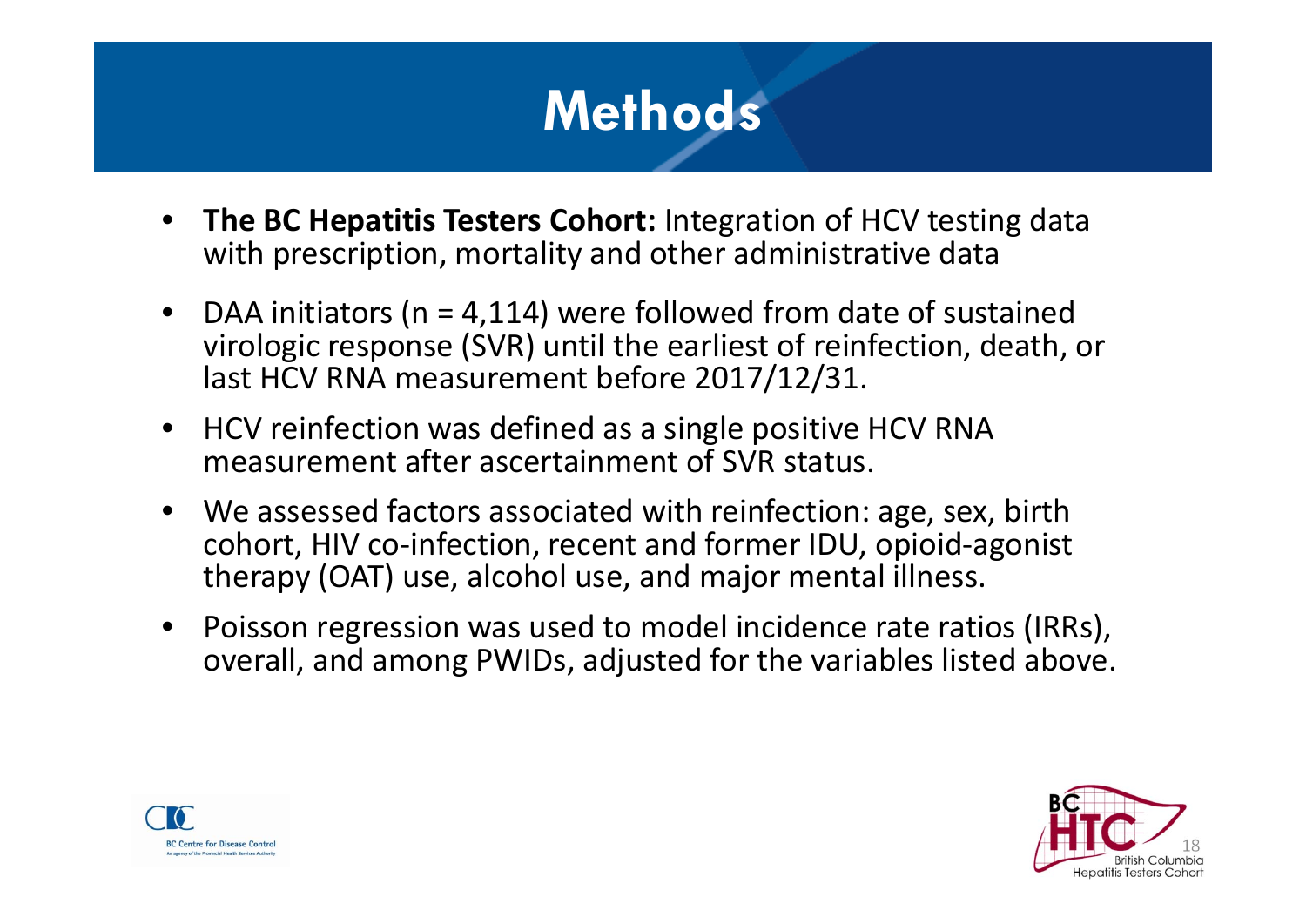# Methods

- **The BC Hepatitis Testers Cohort:** Integration of HCV testing data with prescription, mortality and other administrative data
- DAA initiators (n = 4,114) were followed from date of sustained virologic response (SVR) until the earliest of reinfection, death, or last HCV RNA measurement before 2017/12/31.
- HCV reinfection was defined as a single positive HCV RNA measurement after ascertainment of SVR status.
- We assessed factors associated with reinfection: age, sex, birth cohort, HIV co-infection, recent and former IDU, opioid-agonist therapy (OAT) use, alcohol use, and major mental illness.
- Poisson regression was used to model incidence rate ratios (IRRs), overall, and among PWIDs, adjusted for the variables listed above.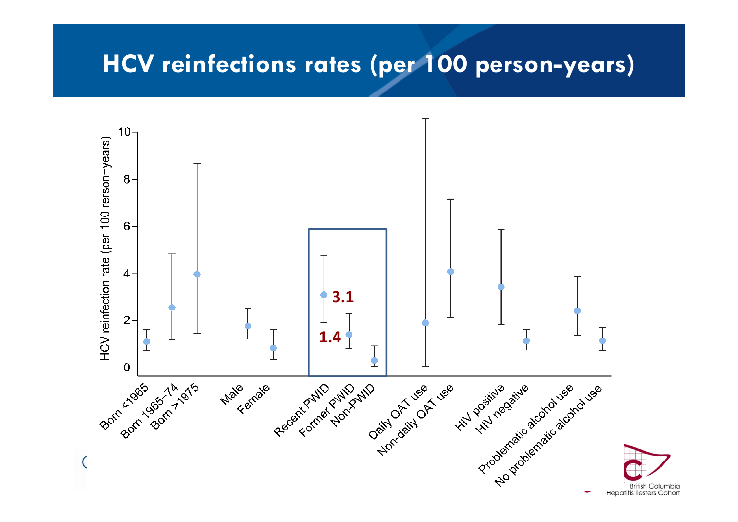# HCV reinfections rates (per 100 person-years)

HCV reinfection rate (per 100 rerson-years)

10
8
6
4
2
0

3.1

1.4

Born <1965 | Born 1965-74 | Born >1975 | Male | Female | Recent PWID | Former PWID | Non-PWID | Daily OAT use | Non-daily OAT use | HIV positive | HIV negative | Problematic alcohol use | No problematic alcohol use

British Columbia Hepatitis Testers Cohort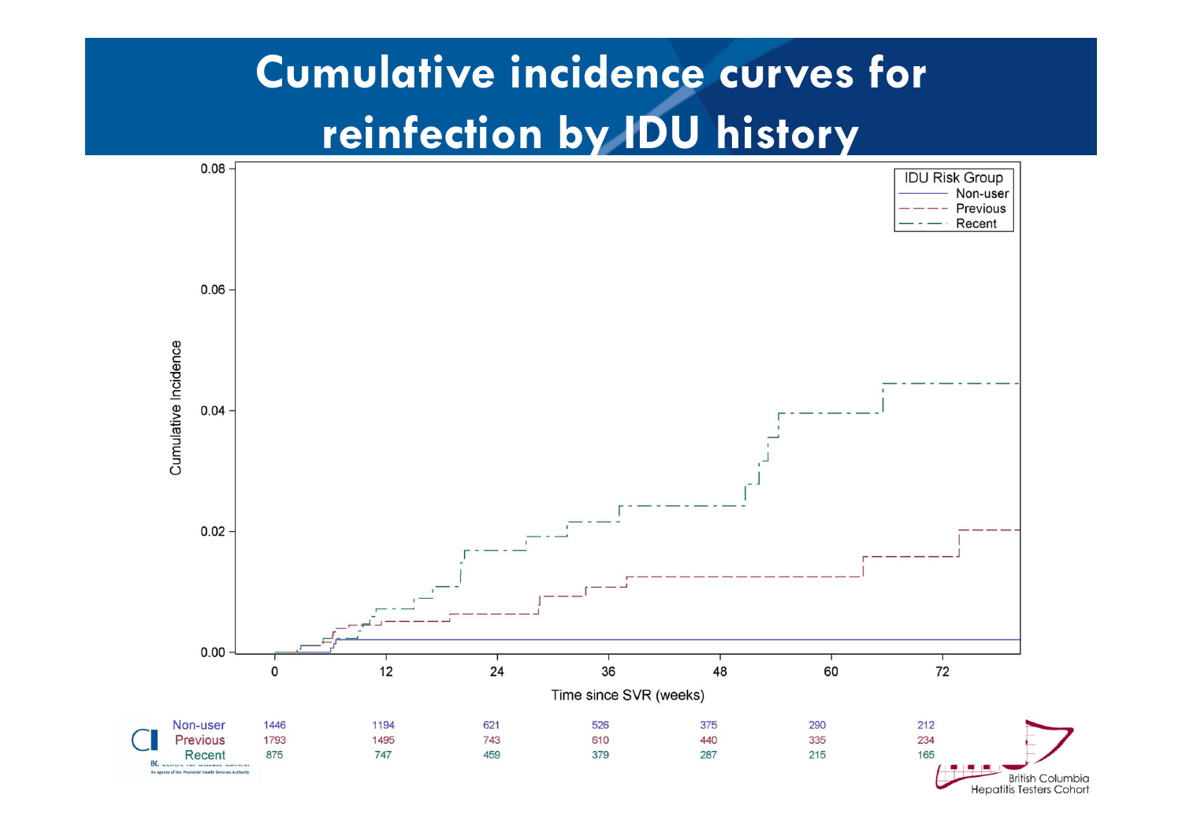# Cumulative incidence curves for reinfection by IDU history

IDU Risk Group: Non-user, Previous, Recent

Cumulative Incidence

Time since SVR (weeks)

| | 0 | 12 | 24 | 36 | 48 | 60 | 72 |
|---|---|---|---|---|---|---|---|
| Non-user | 1446 | 1194 | 621 | 526 | 375 | 290 | 212 |
| Previous | 1793 | 1495 | 743 | 610 | 440 | 335 | 234 |
| Recent | 875 | 747 | 459 | 379 | 287 | 215 | 165 |

British Columbia Hepatitis Testers Cohort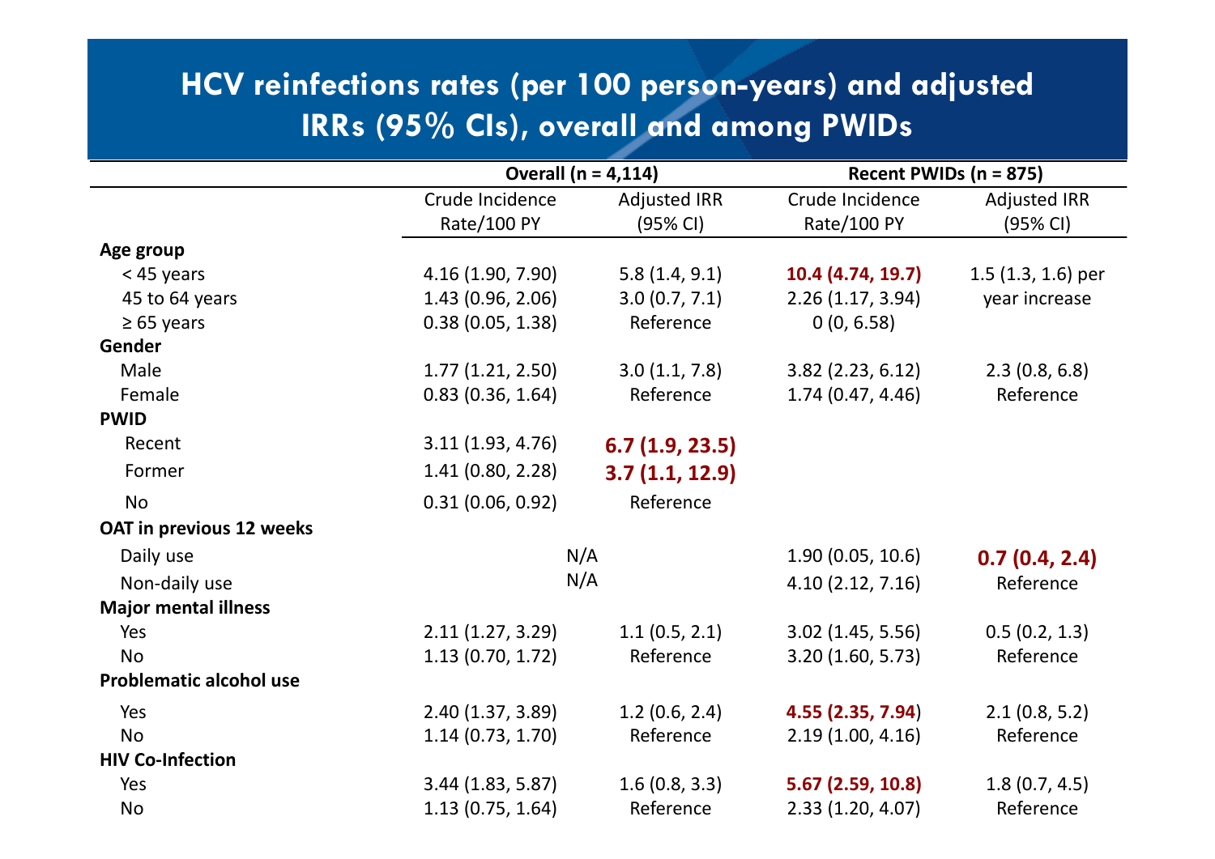# HCV reinfections rates (per 100 person-years) and adjusted IRRs (95% CIs), overall and among PWIDs

| | Overall (n = 4,114) | | Recent PWIDs (n = 875) | |
|---|---|---|---|---|
| | Crude Incidence Rate/100 PY | Adjusted IRR (95% CI) | Crude Incidence Rate/100 PY | Adjusted IRR (95% CI) |
| **Age group** | | | | |
| < 45 years | 4.16 (1.90, 7.90) | 5.8 (1.4, 9.1) | **10.4 (4.74, 19.7)** | 1.5 (1.3, 1.6) per year increase |
| 45 to 64 years | 1.43 (0.96, 2.06) | 3.0 (0.7, 7.1) | 2.26 (1.17, 3.94) | |
| ≥ 65 years | 0.38 (0.05, 1.38) | Reference | 0 (0, 6.58) | |
| **Gender** | | | | |
| Male | 1.77 (1.21, 2.50) | 3.0 (1.1, 7.8) | 3.82 (2.23, 6.12) | 2.3 (0.8, 6.8) |
| Female | 0.83 (0.36, 1.64) | Reference | 1.74 (0.47, 4.46) | Reference |
| **PWID** | | | | |
| Recent | 3.11 (1.93, 4.76) | **6.7 (1.9, 23.5)** | | |
| Former | 1.41 (0.80, 2.28) | **3.7 (1.1, 12.9)** | | |
| No | 0.31 (0.06, 0.92) | Reference | | |
| **OAT in previous 12 weeks** | | | | |
| Daily use | N/A | | 1.90 (0.05, 10.6) | **0.7 (0.4, 2.4)** |
| Non-daily use | N/A | | 4.10 (2.12, 7.16) | Reference |
| **Major mental illness** | | | | |
| Yes | 2.11 (1.27, 3.29) | 1.1 (0.5, 2.1) | 3.02 (1.45, 5.56) | 0.5 (0.2, 1.3) |
| No | 1.13 (0.70, 1.72) | Reference | 3.20 (1.60, 5.73) | Reference |
| **Problematic alcohol use** | | | | |
| Yes | 2.40 (1.37, 3.89) | 1.2 (0.6, 2.4) | **4.55 (2.35, 7.94)** | 2.1 (0.8, 5.2) |
| No | 1.14 (0.73, 1.70) | Reference | 2.19 (1.00, 4.16) | Reference |
| **HIV Co-Infection** | | | | |
| Yes | 3.44 (1.83, 5.87) | 1.6 (0.8, 3.3) | **5.67 (2.59, 10.8)** | 1.8 (0.7, 4.5) |
| No | 1.13 (0.75, 1.64) | Reference | 2.33 (1.20, 4.07) | Reference |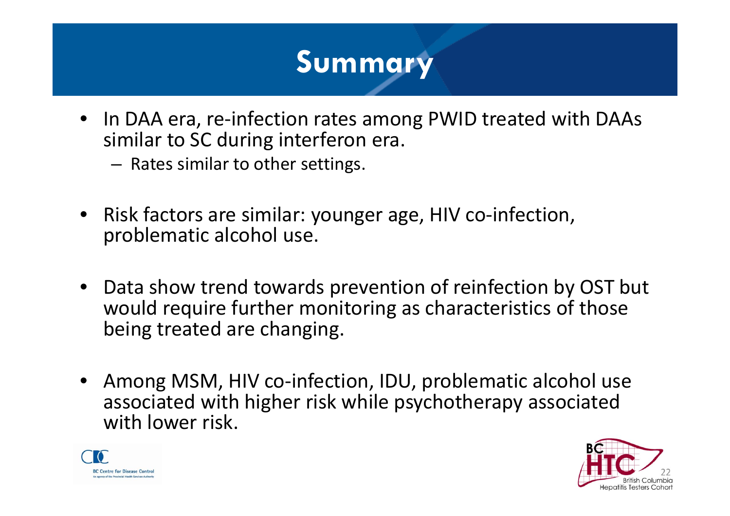# Summary

- In DAA era, re-infection rates among PWID treated with DAAs similar to SC during interferon era.
  - Rates similar to other settings.
- Risk factors are similar: younger age, HIV co-infection, problematic alcohol use.
- Data show trend towards prevention of reinfection by OST but would require further monitoring as characteristics of those being treated are changing.
- Among MSM, HIV co-infection, IDU, problematic alcohol use associated with higher risk while psychotherapy associated with lower risk.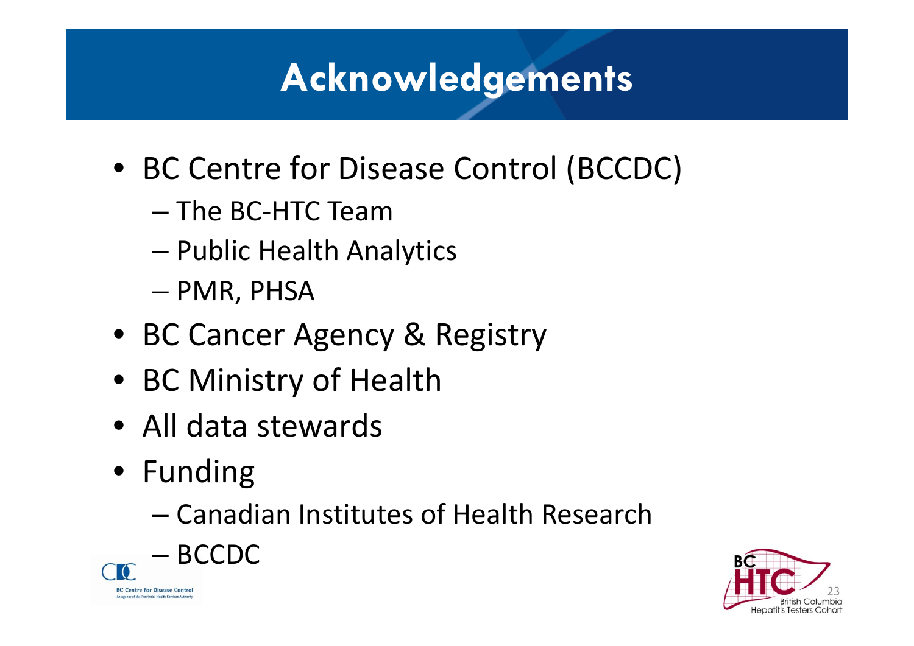# Acknowledgements

- BC Centre for Disease Control (BCCDC)
  - The BC-HTC Team
  - Public Health Analytics
  - PMR, PHSA
- BC Cancer Agency & Registry
- BC Ministry of Health
- All data stewards
- Funding
  - Canadian Institutes of Health Research
  - BCCDC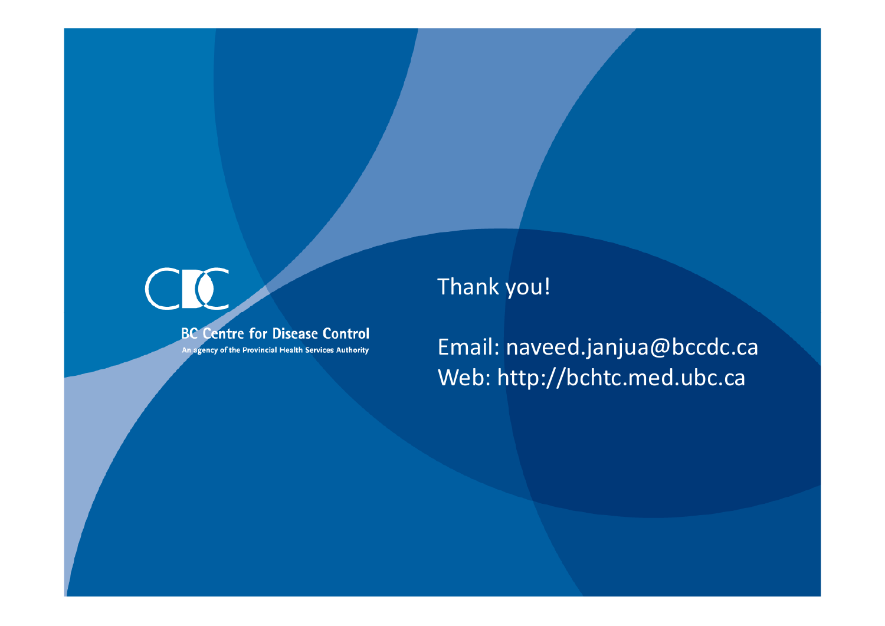BC Centre for Disease Control

An agency of the Provincial Health Services Authority

Thank you!

Email: naveed.janjua@bccdc.ca

Web: http://bchtc.med.ubc.ca